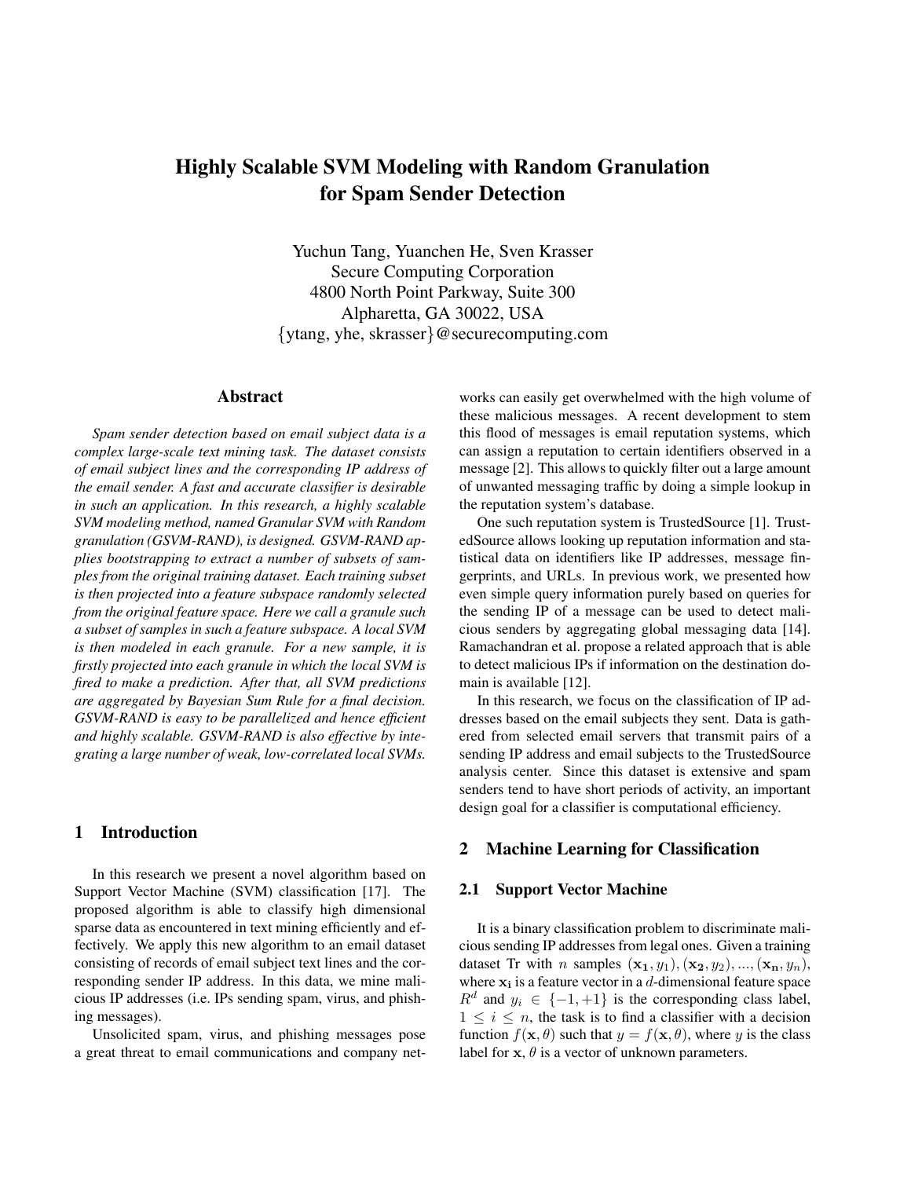# Highly Scalable SVM Modeling with Random Granulation for Spam Sender Detection

Yuchun Tang, Yuanchen He, Sven Krasser
Secure Computing Corporation
4800 North Point Parkway, Suite 300
Alpharetta, GA 30022, USA
{ytang, yhe, skrasser}@securecomputing.com

## Abstract

*Spam sender detection based on email subject data is a complex large-scale text mining task. The dataset consists of email subject lines and the corresponding IP address of the email sender. A fast and accurate classifier is desirable in such an application. In this research, a highly scalable SVM modeling method, named Granular SVM with Random granulation (GSVM-RAND), is designed. GSVM-RAND applies bootstrapping to extract a number of subsets of samples from the original training dataset. Each training subset is then projected into a feature subspace randomly selected from the original feature space. Here we call a granule such a subset of samples in such a feature subspace. A local SVM is then modeled in each granule. For a new sample, it is firstly projected into each granule in which the local SVM is fired to make a prediction. After that, all SVM predictions are aggregated by Bayesian Sum Rule for a final decision. GSVM-RAND is easy to be parallelized and hence efficient and highly scalable. GSVM-RAND is also effective by integrating a large number of weak, low-correlated local SVMs.*

## 1 Introduction

In this research we present a novel algorithm based on Support Vector Machine (SVM) classification [17]. The proposed algorithm is able to classify high dimensional sparse data as encountered in text mining efficiently and effectively. We apply this new algorithm to an email dataset consisting of records of email subject text lines and the corresponding sender IP address. In this data, we mine malicious IP addresses (i.e. IPs sending spam, virus, and phishing messages).

Unsolicited spam, virus, and phishing messages pose a great threat to email communications and company networks can easily get overwhelmed with the high volume of these malicious messages. A recent development to stem this flood of messages is email reputation systems, which can assign a reputation to certain identifiers observed in a message [2]. This allows to quickly filter out a large amount of unwanted messaging traffic by doing a simple lookup in the reputation system's database.

One such reputation system is TrustedSource [1]. TrustedSource allows looking up reputation information and statistical data on identifiers like IP addresses, message fingerprints, and URLs. In previous work, we presented how even simple query information purely based on queries for the sending IP of a message can be used to detect malicious senders by aggregating global messaging data [14]. Ramachandran et al. propose a related approach that is able to detect malicious IPs if information on the destination domain is available [12].

In this research, we focus on the classification of IP addresses based on the email subjects they sent. Data is gathered from selected email servers that transmit pairs of a sending IP address and email subjects to the TrustedSource analysis center. Since this dataset is extensive and spam senders tend to have short periods of activity, an important design goal for a classifier is computational efficiency.

## 2 Machine Learning for Classification

### 2.1 Support Vector Machine

It is a binary classification problem to discriminate malicious sending IP addresses from legal ones. Given a training dataset Tr with $n$ samples $(\mathbf{x_1}, y_1), (\mathbf{x_2}, y_2), ..., (\mathbf{x_n}, y_n)$, where $\mathbf{x_i}$ is a feature vector in a $d$-dimensional feature space $R^d$ and $y_i \in \{-1, +1\}$ is the corresponding class label, $1 \leq i \leq n$, the task is to find a classifier with a decision function $f(\mathbf{x}, \theta)$ such that $y = f(\mathbf{x}, \theta)$, where $y$ is the class label for $\mathbf{x}$, $\theta$ is a vector of unknown parameters.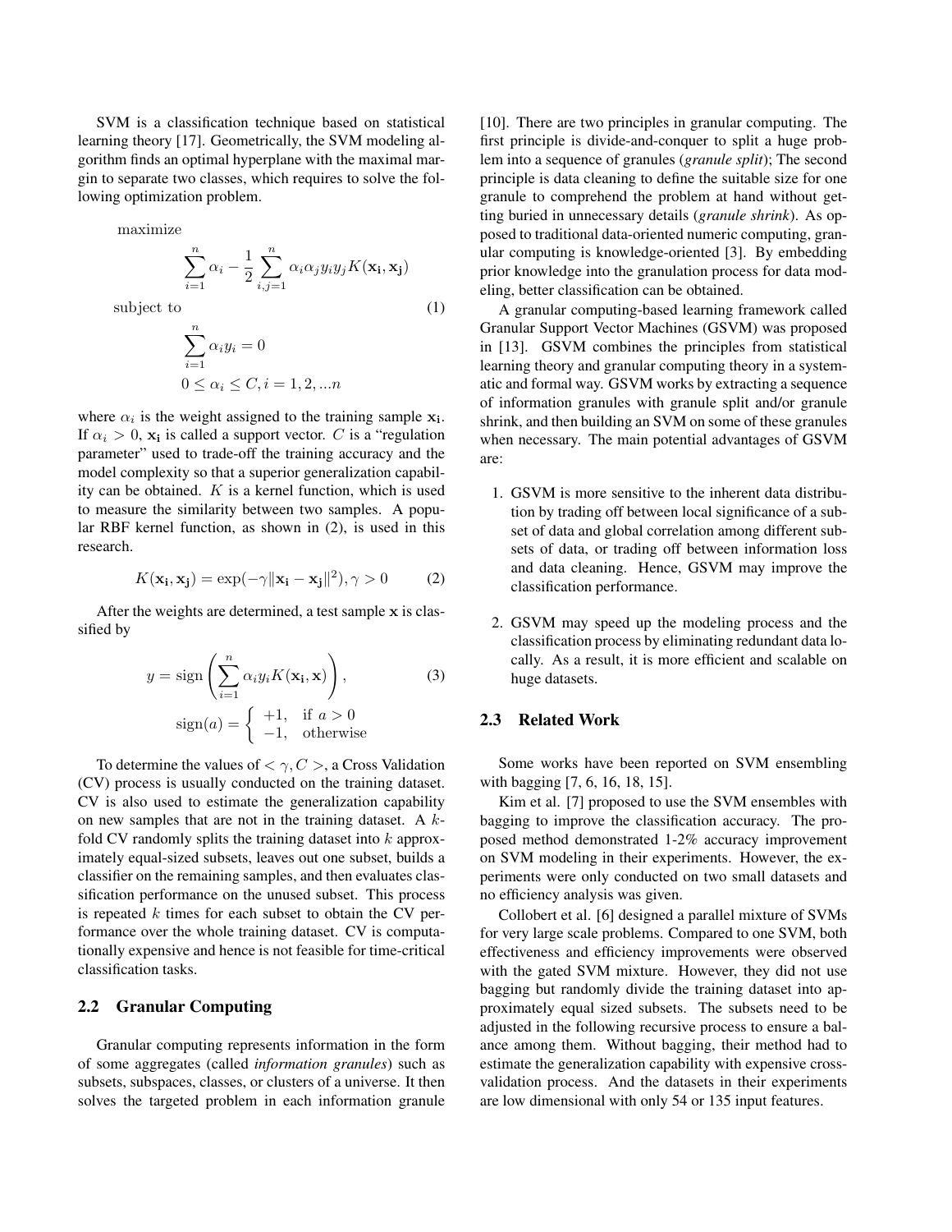SVM is a classification technique based on statistical learning theory [17]. Geometrically, the SVM modeling algorithm finds an optimal hyperplane with the maximal margin to separate two classes, which requires to solve the following optimization problem.

$$
\begin{aligned}
&\text{maximize} \\
&\qquad \sum_{i=1}^{n} \alpha_i - \frac{1}{2} \sum_{i,j=1}^{n} \alpha_i \alpha_j y_i y_j K(\mathbf{x_i}, \mathbf{x_j}) \\
&\text{subject to} \\
&\qquad \sum_{i=1}^{n} \alpha_i y_i = 0 \\
&\qquad 0 \leq \alpha_i \leq C, i = 1, 2, ...n
\end{aligned} \tag{1}
$$

where $\alpha_i$ is the weight assigned to the training sample $\mathbf{x_i}$. If $\alpha_i > 0$, $\mathbf{x_i}$ is called a support vector. $C$ is a "regulation parameter" used to trade-off the training accuracy and the model complexity so that a superior generalization capability can be obtained. $K$ is a kernel function, which is used to measure the similarity between two samples. A popular RBF kernel function, as shown in (2), is used in this research.

$$
K(\mathbf{x_i}, \mathbf{x_j}) = \exp(-\gamma \|\mathbf{x_i} - \mathbf{x_j}\|^2), \gamma > 0 \tag{2}
$$

After the weights are determined, a test sample $\mathbf{x}$ is classified by

$$
y = \text{sign}\left( \sum_{i=1}^{n} \alpha_i y_i K(\mathbf{x_i}, \mathbf{x}) \right), \tag{3}
$$

$$
\text{sign}(a) = \begin{cases} +1, & \text{if } a > 0 \\ -1, & \text{otherwise} \end{cases}
$$

To determine the values of $< \gamma, C >$, a Cross Validation (CV) process is usually conducted on the training dataset. CV is also used to estimate the generalization capability on new samples that are not in the training dataset. A $k$-fold CV randomly splits the training dataset into $k$ approximately equal-sized subsets, leaves out one subset, builds a classifier on the remaining samples, and then evaluates classification performance on the unused subset. This process is repeated $k$ times for each subset to obtain the CV performance over the whole training dataset. CV is computationally expensive and hence is not feasible for time-critical classification tasks.

## 2.2 Granular Computing

Granular computing represents information in the form of some aggregates (called *information granules*) such as subsets, subspaces, classes, or clusters of a universe. It then solves the targeted problem in each information granule [10]. There are two principles in granular computing. The first principle is divide-and-conquer to split a huge problem into a sequence of granules (*granule split*); The second principle is data cleaning to define the suitable size for one granule to comprehend the problem at hand without getting buried in unnecessary details (*granule shrink*). As opposed to traditional data-oriented numeric computing, granular computing is knowledge-oriented [3]. By embedding prior knowledge into the granulation process for data modeling, better classification can be obtained.

A granular computing-based learning framework called Granular Support Vector Machines (GSVM) was proposed in [13]. GSVM combines the principles from statistical learning theory and granular computing theory in a systematic and formal way. GSVM works by extracting a sequence of information granules with granule split and/or granule shrink, and then building an SVM on some of these granules when necessary. The main potential advantages of GSVM are:

1. GSVM is more sensitive to the inherent data distribution by trading off between local significance of a subset of data and global correlation among different subsets of data, or trading off between information loss and data cleaning. Hence, GSVM may improve the classification performance.

2. GSVM may speed up the modeling process and the classification process by eliminating redundant data locally. As a result, it is more efficient and scalable on huge datasets.

## 2.3 Related Work

Some works have been reported on SVM ensembling with bagging [7, 6, 16, 18, 15].

Kim et al. [7] proposed to use the SVM ensembles with bagging to improve the classification accuracy. The proposed method demonstrated 1-2% accuracy improvement on SVM modeling in their experiments. However, the experiments were only conducted on two small datasets and no efficiency analysis was given.

Collobert et al. [6] designed a parallel mixture of SVMs for very large scale problems. Compared to one SVM, both effectiveness and efficiency improvements were observed with the gated SVM mixture. However, they did not use bagging but randomly divide the training dataset into approximately equal sized subsets. The subsets need to be adjusted in the following recursive process to ensure a balance among them. Without bagging, their method had to estimate the generalization capability with expensive cross-validation process. And the datasets in their experiments are low dimensional with only 54 or 135 input features.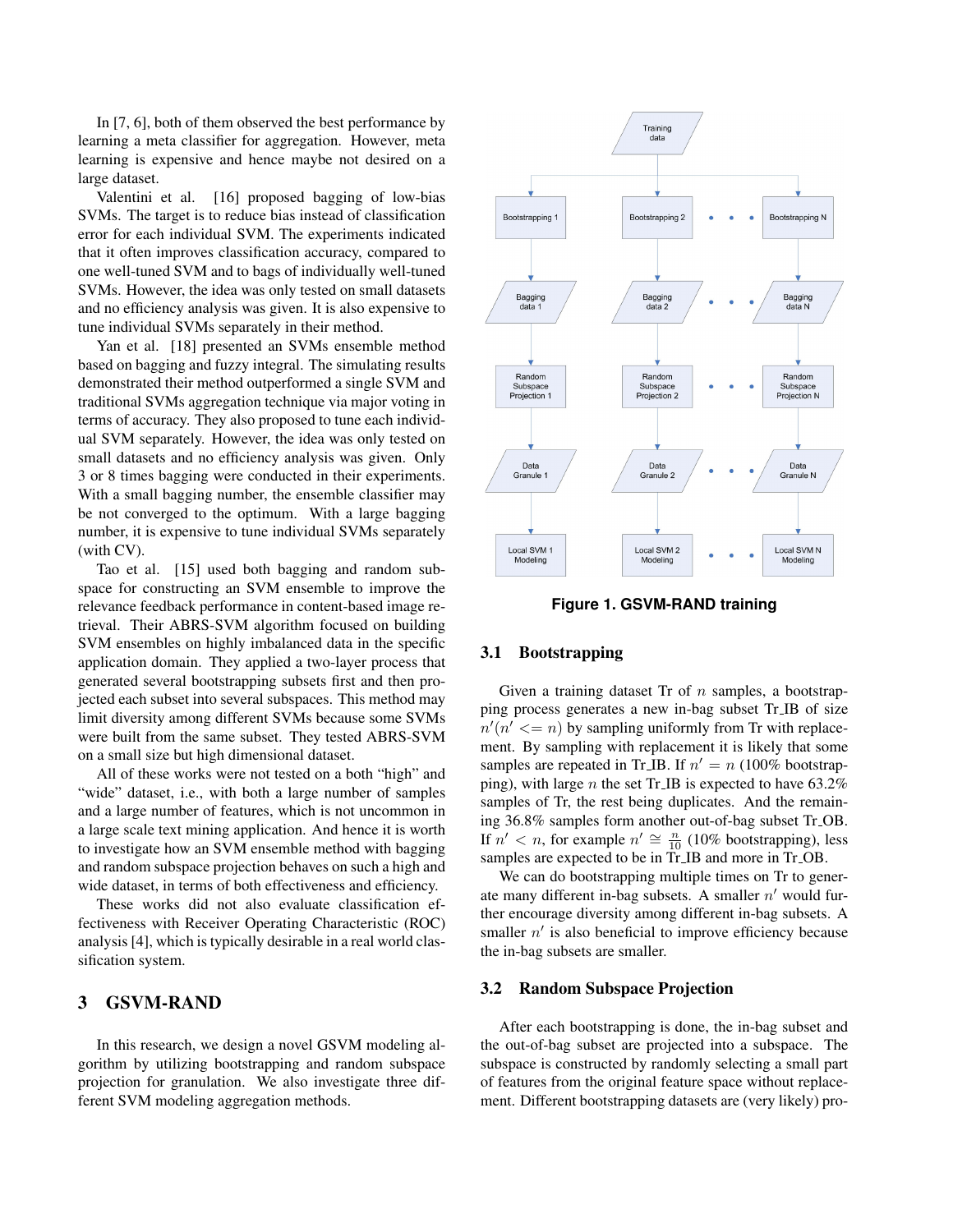In [7, 6], both of them observed the best performance by learning a meta classifier for aggregation. However, meta learning is expensive and hence maybe not desired on a large dataset.

Valentini et al. [16] proposed bagging of low-bias SVMs. The target is to reduce bias instead of classification error for each individual SVM. The experiments indicated that it often improves classification accuracy, compared to one well-tuned SVM and to bags of individually well-tuned SVMs. However, the idea was only tested on small datasets and no efficiency analysis was given. It is also expensive to tune individual SVMs separately in their method.

Yan et al. [18] presented an SVMs ensemble method based on bagging and fuzzy integral. The simulating results demonstrated their method outperformed a single SVM and traditional SVMs aggregation technique via major voting in terms of accuracy. They also proposed to tune each individual SVM separately. However, the idea was only tested on small datasets and no efficiency analysis was given. Only 3 or 8 times bagging were conducted in their experiments. With a small bagging number, the ensemble classifier may be not converged to the optimum. With a large bagging number, it is expensive to tune individual SVMs separately (with CV).

Tao et al. [15] used both bagging and random subspace for constructing an SVM ensemble to improve the relevance feedback performance in content-based image retrieval. Their ABRS-SVM algorithm focused on building SVM ensembles on highly imbalanced data in the specific application domain. They applied a two-layer process that generated several bootstrapping subsets first and then projected each subset into several subspaces. This method may limit diversity among different SVMs because some SVMs were built from the same subset. They tested ABRS-SVM on a small size but high dimensional dataset.

All of these works were not tested on a both "high" and "wide" dataset, i.e., with both a large number of samples and a large number of features, which is not uncommon in a large scale text mining application. And hence it is worth to investigate how an SVM ensemble method with bagging and random subspace projection behaves on such a high and wide dataset, in terms of both effectiveness and efficiency.

These works did not also evaluate classification effectiveness with Receiver Operating Characteristic (ROC) analysis [4], which is typically desirable in a real world classification system.

## 3 GSVM-RAND

In this research, we design a novel GSVM modeling algorithm by utilizing bootstrapping and random subspace projection for granulation. We also investigate three different SVM modeling aggregation methods.

**Figure 1. GSVM-RAND training**

### 3.1 Bootstrapping

Given a training dataset Tr of $n$ samples, a bootstrapping process generates a new in-bag subset Tr_IB of size $n'(n' <= n)$ by sampling uniformly from Tr with replacement. By sampling with replacement it is likely that some samples are repeated in Tr_IB. If $n' = n$ (100% bootstrapping), with large $n$ the set Tr_IB is expected to have 63.2% samples of Tr, the rest being duplicates. And the remaining 36.8% samples form another out-of-bag subset Tr_OB. If $n' < n$, for example $n' \cong \frac{n}{10}$ (10% bootstrapping), less samples are expected to be in Tr_IB and more in Tr_OB.

We can do bootstrapping multiple times on Tr to generate many different in-bag subsets. A smaller $n'$ would further encourage diversity among different in-bag subsets. A smaller $n'$ is also beneficial to improve efficiency because the in-bag subsets are smaller.

### 3.2 Random Subspace Projection

After each bootstrapping is done, the in-bag subset and the out-of-bag subset are projected into a subspace. The subspace is constructed by randomly selecting a small part of features from the original feature space without replacement. Different bootstrapping datasets are (very likely) pro-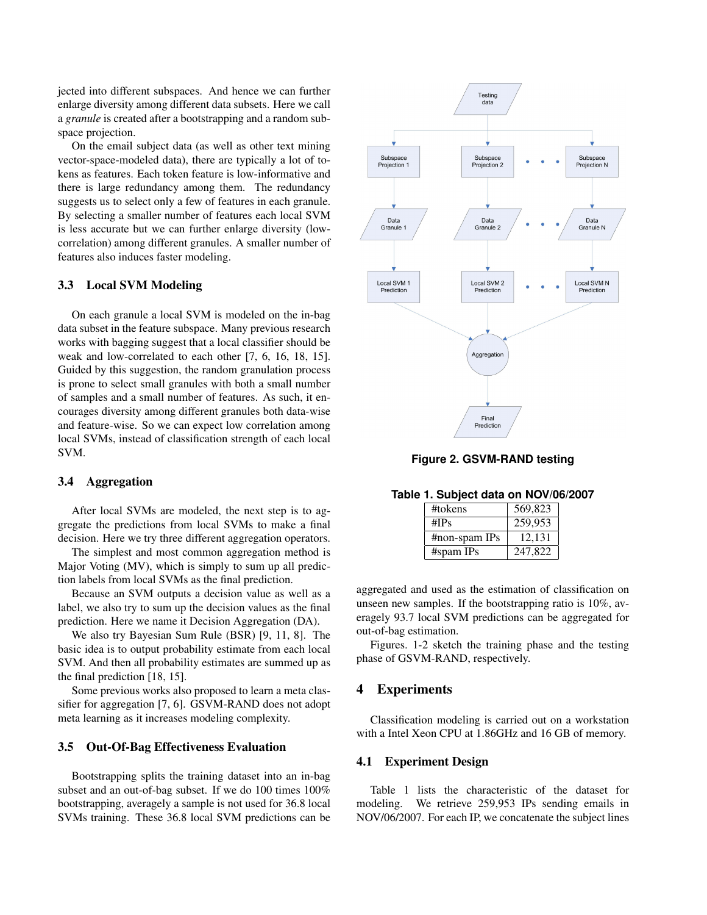jected into different subspaces. And hence we can further enlarge diversity among different data subsets. Here we call a *granule* is created after a bootstrapping and a random subspace projection.

On the email subject data (as well as other text mining vector-space-modeled data), there are typically a lot of tokens as features. Each token feature is low-informative and there is large redundancy among them. The redundancy suggests us to select only a few of features in each granule. By selecting a smaller number of features each local SVM is less accurate but we can further enlarge diversity (low-correlation) among different granules. A smaller number of features also induces faster modeling.

### 3.3 Local SVM Modeling

On each granule a local SVM is modeled on the in-bag data subset in the feature subspace. Many previous research works with bagging suggest that a local classifier should be weak and low-correlated to each other [7, 6, 16, 18, 15]. Guided by this suggestion, the random granulation process is prone to select small granules with both a small number of samples and a small number of features. As such, it encourages diversity among different granules both data-wise and feature-wise. So we can expect low correlation among local SVMs, instead of classification strength of each local SVM.

### 3.4 Aggregation

After local SVMs are modeled, the next step is to aggregate the predictions from local SVMs to make a final decision. Here we try three different aggregation operators.

The simplest and most common aggregation method is Major Voting (MV), which is simply to sum up all prediction labels from local SVMs as the final prediction.

Because an SVM outputs a decision value as well as a label, we also try to sum up the decision values as the final prediction. Here we name it Decision Aggregation (DA).

We also try Bayesian Sum Rule (BSR) [9, 11, 8]. The basic idea is to output probability estimate from each local SVM. And then all probability estimates are summed up as the final prediction [18, 15].

Some previous works also proposed to learn a meta classifier for aggregation [7, 6]. GSVM-RAND does not adopt meta learning as it increases modeling complexity.

### 3.5 Out-Of-Bag Effectiveness Evaluation

Bootstrapping splits the training dataset into an in-bag subset and an out-of-bag subset. If we do 100 times 100% bootstrapping, averagely a sample is not used for 36.8 local SVMs training. These 36.8 local SVM predictions can be aggregated and used as the estimation of classification on unseen new samples. If the bootstrapping ratio is 10%, averagely 93.7 local SVM predictions can be aggregated for out-of-bag estimation.

Figures. 1-2 sketch the training phase and the testing phase of GSVM-RAND, respectively.

**Figure 2. GSVM-RAND testing**

**Table 1. Subject data on NOV/06/2007**

| | |
|---|---|
| #tokens | 569,823 |
| #IPs | 259,953 |
| #non-spam IPs | 12,131 |
| #spam IPs | 247,822 |

## 4 Experiments

Classification modeling is carried out on a workstation with a Intel Xeon CPU at 1.86GHz and 16 GB of memory.

### 4.1 Experiment Design

Table 1 lists the characteristic of the dataset for modeling. We retrieve 259,953 IPs sending emails in NOV/06/2007. For each IP, we concatenate the subject lines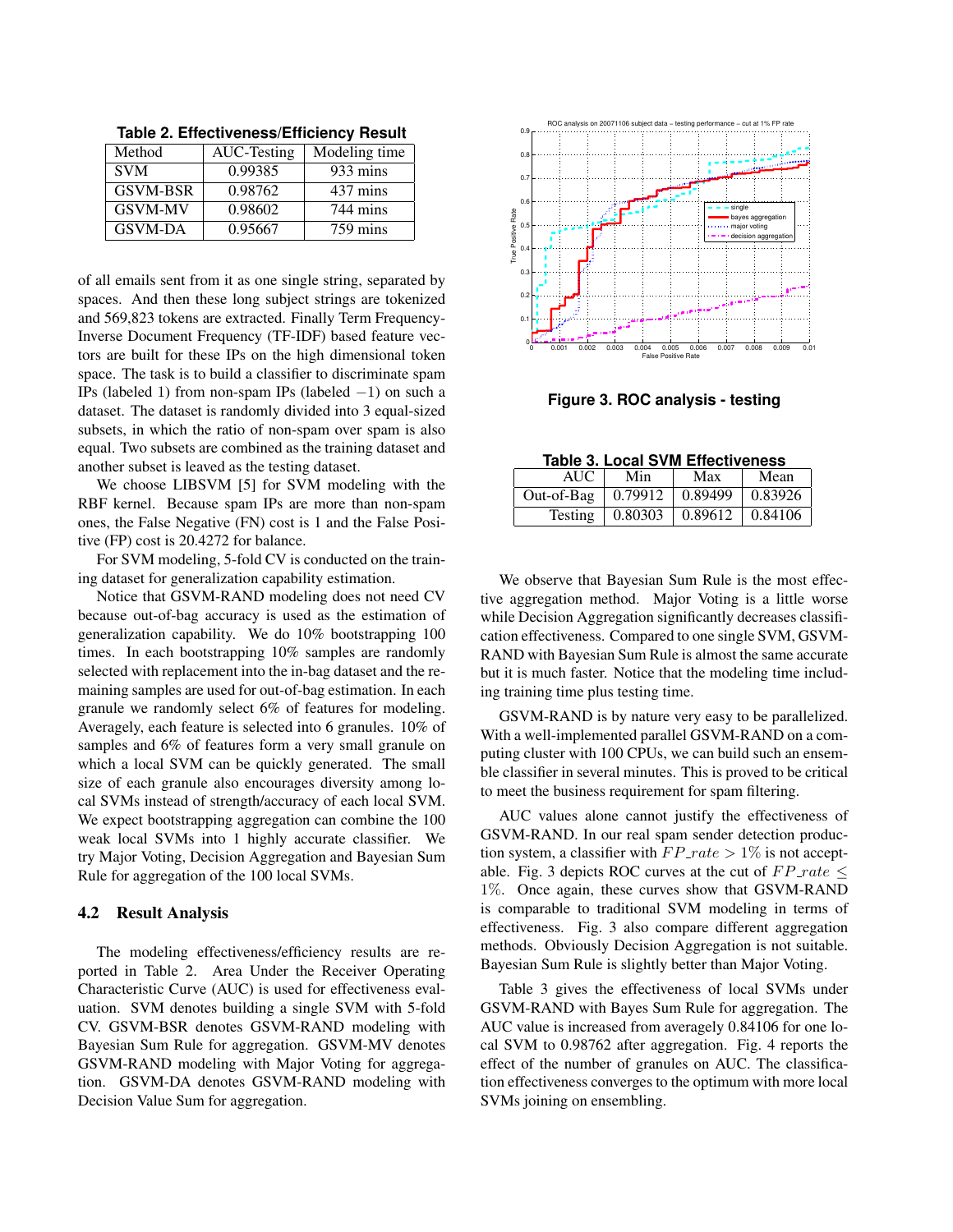**Table 2. Effectiveness/Efficiency Result**

| Method | AUC-Testing | Modeling time |
|---|---|---|
| SVM | 0.99385 | 933 mins |
| GSVM-BSR | 0.98762 | 437 mins |
| GSVM-MV | 0.98602 | 744 mins |
| GSVM-DA | 0.95667 | 759 mins |

of all emails sent from it as one single string, separated by spaces. And then these long subject strings are tokenized and 569,823 tokens are extracted. Finally Term Frequency-Inverse Document Frequency (TF-IDF) based feature vectors are built for these IPs on the high dimensional token space. The task is to build a classifier to discriminate spam IPs (labeled 1) from non-spam IPs (labeled $-1$) on such a dataset. The dataset is randomly divided into 3 equal-sized subsets, in which the ratio of non-spam over spam is also equal. Two subsets are combined as the training dataset and another subset is leaved as the testing dataset.

We choose LIBSVM [5] for SVM modeling with the RBF kernel. Because spam IPs are more than non-spam ones, the False Negative (FN) cost is 1 and the False Positive (FP) cost is 20.4272 for balance.

For SVM modeling, 5-fold CV is conducted on the training dataset for generalization capability estimation.

Notice that GSVM-RAND modeling does not need CV because out-of-bag accuracy is used as the estimation of generalization capability. We do 10% bootstrapping 100 times. In each bootstrapping 10% samples are randomly selected with replacement into the in-bag dataset and the remaining samples are used for out-of-bag estimation. In each granule we randomly select 6% of features for modeling. Averagely, each feature is selected into 6 granules. 10% of samples and 6% of features form a very small granule on which a local SVM can be quickly generated. The small size of each granule also encourages diversity among local SVMs instead of strength/accuracy of each local SVM. We expect bootstrapping aggregation can combine the 100 weak local SVMs into 1 highly accurate classifier. We try Major Voting, Decision Aggregation and Bayesian Sum Rule for aggregation of the 100 local SVMs.

### 4.2 Result Analysis

The modeling effectiveness/efficiency results are reported in Table 2. Area Under the Receiver Operating Characteristic Curve (AUC) is used for effectiveness evaluation. SVM denotes building a single SVM with 5-fold CV. GSVM-BSR denotes GSVM-RAND modeling with Bayesian Sum Rule for aggregation. GSVM-MV denotes GSVM-RAND modeling with Major Voting for aggregation. GSVM-DA denotes GSVM-RAND modeling with Decision Value Sum for aggregation.

**Figure 3. ROC analysis - testing**

**Table 3. Local SVM Effectiveness**

| AUC | Min | Max | Mean |
|---|---|---|---|
| Out-of-Bag | 0.79912 | 0.89499 | 0.83926 |
| Testing | 0.80303 | 0.89612 | 0.84106 |

We observe that Bayesian Sum Rule is the most effective aggregation method. Major Voting is a little worse while Decision Aggregation significantly decreases classification effectiveness. Compared to one single SVM, GSVM-RAND with Bayesian Sum Rule is almost the same accurate but it is much faster. Notice that the modeling time including training time plus testing time.

GSVM-RAND is by nature very easy to be parallelized. With a well-implemented parallel GSVM-RAND on a computing cluster with 100 CPUs, we can build such an ensemble classifier in several minutes. This is proved to be critical to meet the business requirement for spam filtering.

AUC values alone cannot justify the effectiveness of GSVM-RAND. In our real spam sender detection production system, a classifier with $FP\_rate > 1\%$ is not acceptable. Fig. 3 depicts ROC curves at the cut of $FP\_rate \leq 1\%$. Once again, these curves show that GSVM-RAND is comparable to traditional SVM modeling in terms of effectiveness. Fig. 3 also compare different aggregation methods. Obviously Decision Aggregation is not suitable. Bayesian Sum Rule is slightly better than Major Voting.

Table 3 gives the effectiveness of local SVMs under GSVM-RAND with Bayes Sum Rule for aggregation. The AUC value is increased from averagely 0.84106 for one local SVM to 0.98762 after aggregation. Fig. 4 reports the effect of the number of granules on AUC. The classification effectiveness converges to the optimum with more local SVMs joining on ensembling.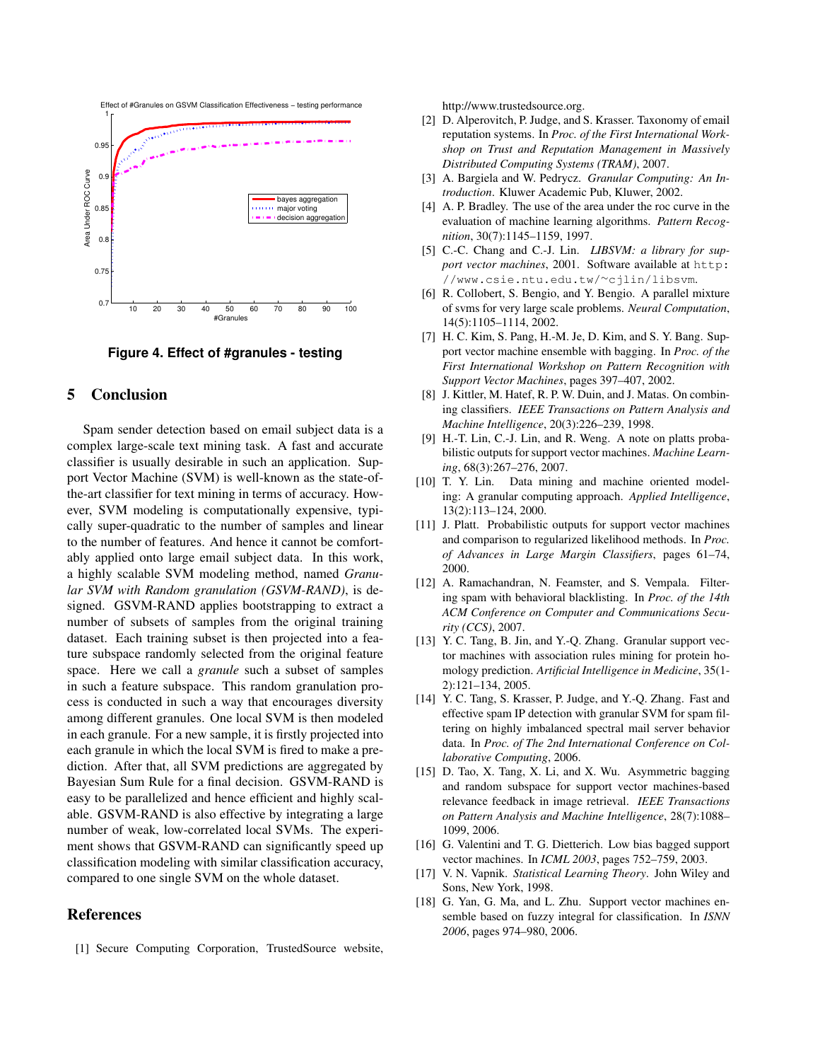Effect of #Granules on GSVM Classification Effectiveness – testing performance

Area Under ROC Curve

#Granules

1
0.95
0.9
0.85
0.8
0.75
0.7

10 20 30 40 50 60 70 80 90 100

bayes aggregation
major voting
decision aggregation

**Figure 4. Effect of #granules - testing**

## 5 Conclusion

Spam sender detection based on email subject data is a complex large-scale text mining task. A fast and accurate classifier is usually desirable in such an application. Support Vector Machine (SVM) is well-known as the state-of-the-art classifier for text mining in terms of accuracy. However, SVM modeling is computationally expensive, typically super-quadratic to the number of samples and linear to the number of features. And hence it cannot be comfortably applied onto large email subject data. In this work, a highly scalable SVM modeling method, named *Granular SVM with Random granulation (GSVM-RAND)*, is designed. GSVM-RAND applies bootstrapping to extract a number of subsets of samples from the original training dataset. Each training subset is then projected into a feature subspace randomly selected from the original feature space. Here we call a *granule* such a subset of samples in such a feature subspace. This random granulation process is conducted in such a way that encourages diversity among different granules. One local SVM is then modeled in each granule. For a new sample, it is firstly projected into each granule in which the local SVM is fired to make a prediction. After that, all SVM predictions are aggregated by Bayesian Sum Rule for a final decision. GSVM-RAND is easy to be parallelized and hence efficient and highly scalable. GSVM-RAND is also effective by integrating a large number of weak, low-correlated local SVMs. The experiment shows that GSVM-RAND can significantly speed up classification modeling with similar classification accuracy, compared to one single SVM on the whole dataset.

## References

[1] Secure Computing Corporation, TrustedSource website, http://www.trustedsource.org.

[2] D. Alperovitch, P. Judge, and S. Krasser. Taxonomy of email reputation systems. In *Proc. of the First International Workshop on Trust and Reputation Management in Massively Distributed Computing Systems (TRAM)*, 2007.

[3] A. Bargiela and W. Pedrycz. *Granular Computing: An Introduction*. Kluwer Academic Pub, Kluwer, 2002.

[4] A. P. Bradley. The use of the area under the roc curve in the evaluation of machine learning algorithms. *Pattern Recognition*, 30(7):1145–1159, 1997.

[5] C.-C. Chang and C.-J. Lin. *LIBSVM: a library for support vector machines*, 2001. Software available at `http://www.csie.ntu.edu.tw/~cjlin/libsvm`.

[6] R. Collobert, S. Bengio, and Y. Bengio. A parallel mixture of svms for very large scale problems. *Neural Computation*, 14(5):1105–1114, 2002.

[7] H. C. Kim, S. Pang, H.-M. Je, D. Kim, and S. Y. Bang. Support vector machine ensemble with bagging. In *Proc. of the First International Workshop on Pattern Recognition with Support Vector Machines*, pages 397–407, 2002.

[8] J. Kittler, M. Hatef, R. P. W. Duin, and J. Matas. On combining classifiers. *IEEE Transactions on Pattern Analysis and Machine Intelligence*, 20(3):226–239, 1998.

[9] H.-T. Lin, C.-J. Lin, and R. Weng. A note on platts probabilistic outputs for support vector machines. *Machine Learning*, 68(3):267–276, 2007.

[10] T. Y. Lin. Data mining and machine oriented modeling: A granular computing approach. *Applied Intelligence*, 13(2):113–124, 2000.

[11] J. Platt. Probabilistic outputs for support vector machines and comparison to regularized likelihood methods. In *Proc. of Advances in Large Margin Classifiers*, pages 61–74, 2000.

[12] A. Ramachandran, N. Feamster, and S. Vempala. Filtering spam with behavioral blacklisting. In *Proc. of the 14th ACM Conference on Computer and Communications Security (CCS)*, 2007.

[13] Y. C. Tang, B. Jin, and Y.-Q. Zhang. Granular support vector machines with association rules mining for protein homology prediction. *Artificial Intelligence in Medicine*, 35(1-2):121–134, 2005.

[14] Y. C. Tang, S. Krasser, P. Judge, and Y.-Q. Zhang. Fast and effective spam IP detection with granular SVM for spam filtering on highly imbalanced spectral mail server behavior data. In *Proc. of The 2nd International Conference on Collaborative Computing*, 2006.

[15] D. Tao, X. Tang, X. Li, and X. Wu. Asymmetric bagging and random subspace for support vector machines-based relevance feedback in image retrieval. *IEEE Transactions on Pattern Analysis and Machine Intelligence*, 28(7):1088–1099, 2006.

[16] G. Valentini and T. G. Dietterich. Low bias bagged support vector machines. In *ICML 2003*, pages 752–759, 2003.

[17] V. N. Vapnik. *Statistical Learning Theory*. John Wiley and Sons, New York, 1998.

[18] G. Yan, G. Ma, and L. Zhu. Support vector machines ensemble based on fuzzy integral for classification. In *ISNN 2006*, pages 974–980, 2006.